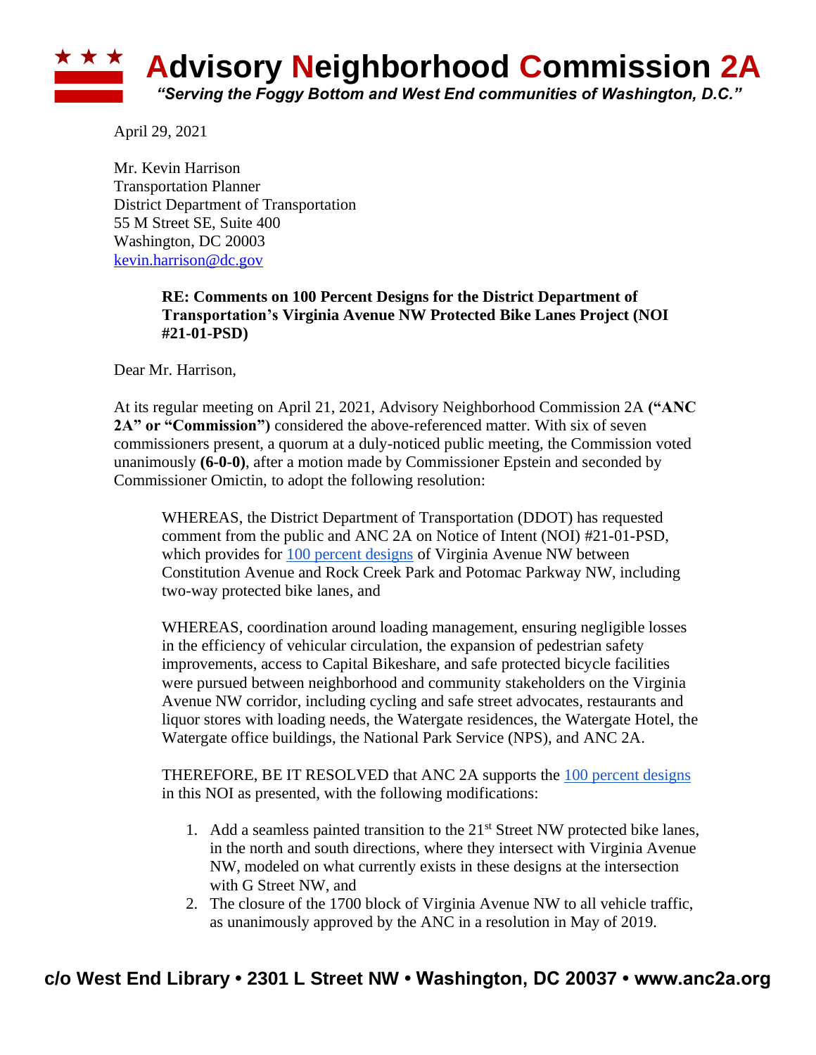# Advisory Neighborhood Commission 2A

*"Serving the Foggy Bottom and West End communities of Washington, D.C."*

April 29, 2021

Mr. Kevin Harrison
Transportation Planner
District Department of Transportation
55 M Street SE, Suite 400
Washington, DC 20003
[kevin.harrison@dc.gov](mailto:kevin.harrison@dc.gov)

**RE: Comments on 100 Percent Designs for the District Department of Transportation's Virginia Avenue NW Protected Bike Lanes Project (NOI #21-01-PSD)**

Dear Mr. Harrison,

At its regular meeting on April 21, 2021, Advisory Neighborhood Commission 2A **("ANC 2A" or "Commission")** considered the above-referenced matter. With six of seven commissioners present, a quorum at a duly-noticed public meeting, the Commission voted unanimously **(6-0-0)**, after a motion made by Commissioner Epstein and seconded by Commissioner Omictin, to adopt the following resolution:

> WHEREAS, the District Department of Transportation (DDOT) has requested comment from the public and ANC 2A on Notice of Intent (NOI) #21-01-PSD, which provides for 100 percent designs of Virginia Avenue NW between Constitution Avenue and Rock Creek Park and Potomac Parkway NW, including two-way protected bike lanes, and
>
> WHEREAS, coordination around loading management, ensuring negligible losses in the efficiency of vehicular circulation, the expansion of pedestrian safety improvements, access to Capital Bikeshare, and safe protected bicycle facilities were pursued between neighborhood and community stakeholders on the Virginia Avenue NW corridor, including cycling and safe street advocates, restaurants and liquor stores with loading needs, the Watergate residences, the Watergate Hotel, the Watergate office buildings, the National Park Service (NPS), and ANC 2A.
>
> THEREFORE, BE IT RESOLVED that ANC 2A supports the 100 percent designs in this NOI as presented, with the following modifications:
>
> 1. Add a seamless painted transition to the 21st Street NW protected bike lanes, in the north and south directions, where they intersect with Virginia Avenue NW, modeled on what currently exists in these designs at the intersection with G Street NW, and
> 2. The closure of the 1700 block of Virginia Avenue NW to all vehicle traffic, as unanimously approved by the ANC in a resolution in May of 2019.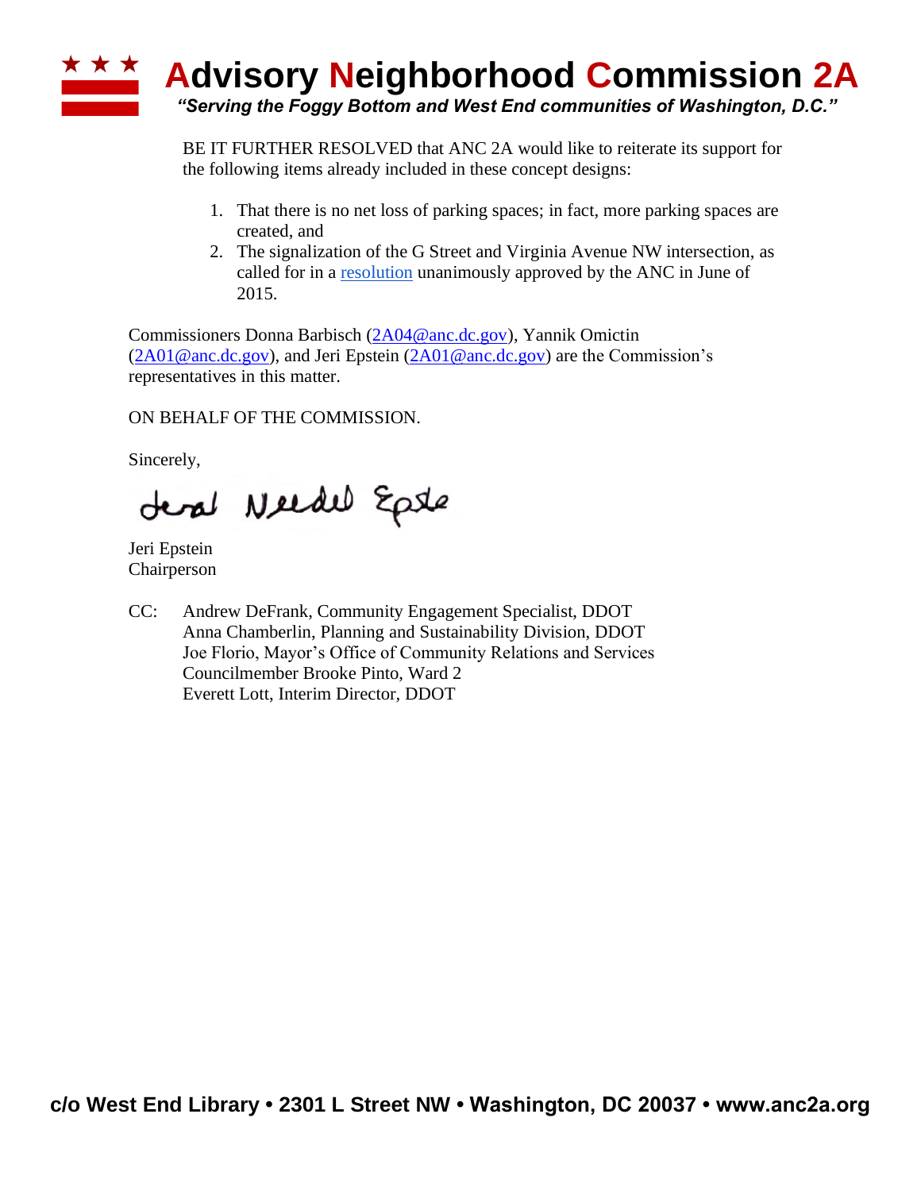BE IT FURTHER RESOLVED that ANC 2A would like to reiterate its support for the following items already included in these concept designs:

1. That there is no net loss of parking spaces; in fact, more parking spaces are created, and
2. The signalization of the G Street and Virginia Avenue NW intersection, as called for in a resolution unanimously approved by the ANC in June of 2015.

Commissioners Donna Barbisch (2A04@anc.dc.gov), Yannik Omictin (2A01@anc.dc.gov), and Jeri Epstein (2A01@anc.dc.gov) are the Commission's representatives in this matter.

ON BEHALF OF THE COMMISSION.

Sincerely,

Jeri Epstein
Chairperson

CC: Andrew DeFrank, Community Engagement Specialist, DDOT
Anna Chamberlin, Planning and Sustainability Division, DDOT
Joe Florio, Mayor's Office of Community Relations and Services
Councilmember Brooke Pinto, Ward 2
Everett Lott, Interim Director, DDOT